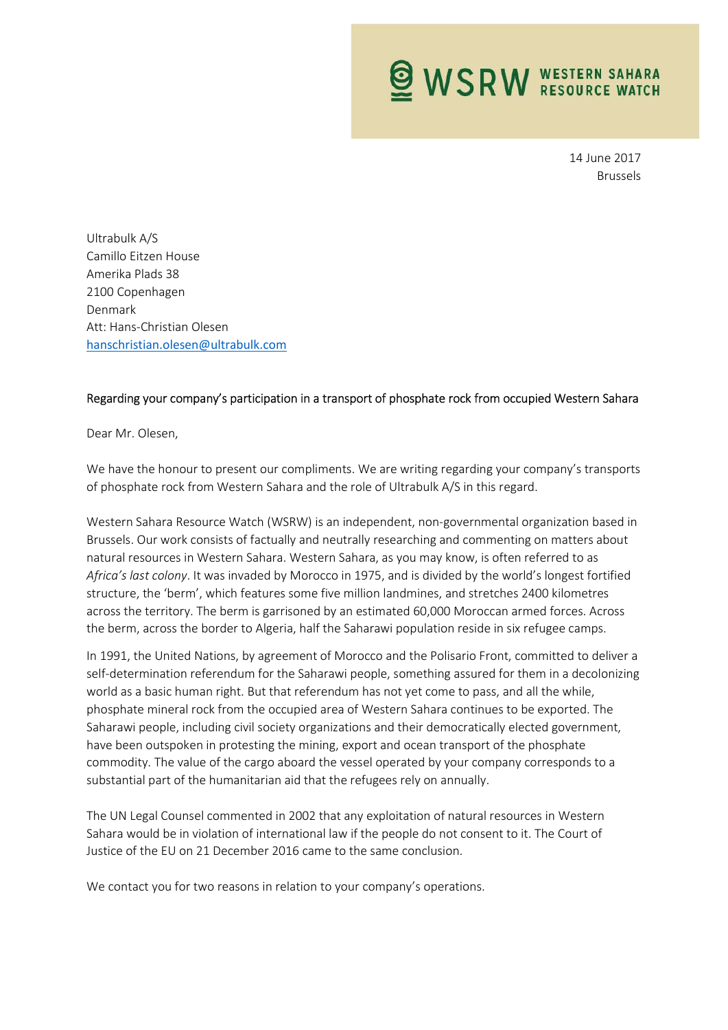WSRW WESTERN SAHARA RESOURCE WATCH

14 June 2017
Brussels

Ultrabulk A/S
Camillo Eitzen House
Amerika Plads 38
2100 Copenhagen
Denmark
Att: Hans-Christian Olesen
hanschristian.olesen@ultrabulk.com

Regarding your company's participation in a transport of phosphate rock from occupied Western Sahara

Dear Mr. Olesen,

We have the honour to present our compliments. We are writing regarding your company's transports of phosphate rock from Western Sahara and the role of Ultrabulk A/S in this regard.

Western Sahara Resource Watch (WSRW) is an independent, non-governmental organization based in Brussels. Our work consists of factually and neutrally researching and commenting on matters about natural resources in Western Sahara. Western Sahara, as you may know, is often referred to as *Africa's last colony*. It was invaded by Morocco in 1975, and is divided by the world's longest fortified structure, the 'berm', which features some five million landmines, and stretches 2400 kilometres across the territory. The berm is garrisoned by an estimated 60,000 Moroccan armed forces. Across the berm, across the border to Algeria, half the Saharawi population reside in six refugee camps.

In 1991, the United Nations, by agreement of Morocco and the Polisario Front, committed to deliver a self-determination referendum for the Saharawi people, something assured for them in a decolonizing world as a basic human right. But that referendum has not yet come to pass, and all the while, phosphate mineral rock from the occupied area of Western Sahara continues to be exported. The Saharawi people, including civil society organizations and their democratically elected government, have been outspoken in protesting the mining, export and ocean transport of the phosphate commodity. The value of the cargo aboard the vessel operated by your company corresponds to a substantial part of the humanitarian aid that the refugees rely on annually.

The UN Legal Counsel commented in 2002 that any exploitation of natural resources in Western Sahara would be in violation of international law if the people do not consent to it. The Court of Justice of the EU on 21 December 2016 came to the same conclusion.

We contact you for two reasons in relation to your company's operations.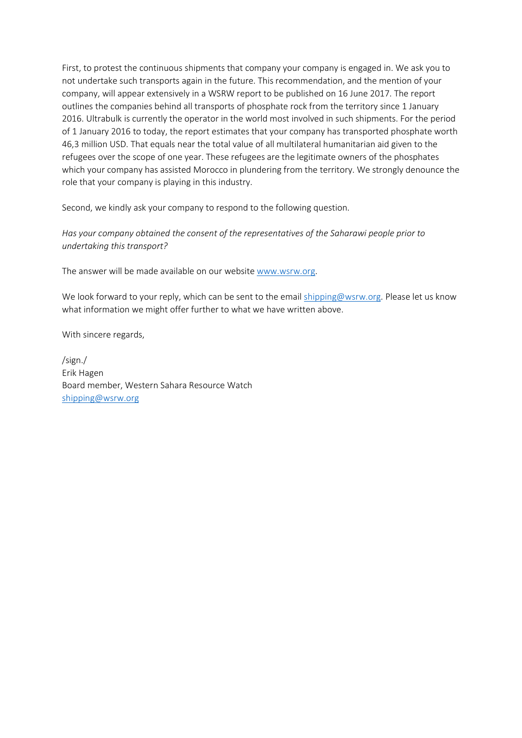First, to protest the continuous shipments that company your company is engaged in. We ask you to not undertake such transports again in the future. This recommendation, and the mention of your company, will appear extensively in a WSRW report to be published on 16 June 2017. The report outlines the companies behind all transports of phosphate rock from the territory since 1 January 2016. Ultrabulk is currently the operator in the world most involved in such shipments. For the period of 1 January 2016 to today, the report estimates that your company has transported phosphate worth 46,3 million USD. That equals near the total value of all multilateral humanitarian aid given to the refugees over the scope of one year. These refugees are the legitimate owners of the phosphates which your company has assisted Morocco in plundering from the territory. We strongly denounce the role that your company is playing in this industry.

Second, we kindly ask your company to respond to the following question.

*Has your company obtained the consent of the representatives of the Saharawi people prior to undertaking this transport?*

The answer will be made available on our website www.wsrw.org.

We look forward to your reply, which can be sent to the email shipping@wsrw.org. Please let us know what information we might offer further to what we have written above.

With sincere regards,

/sign./
Erik Hagen
Board member, Western Sahara Resource Watch
shipping@wsrw.org